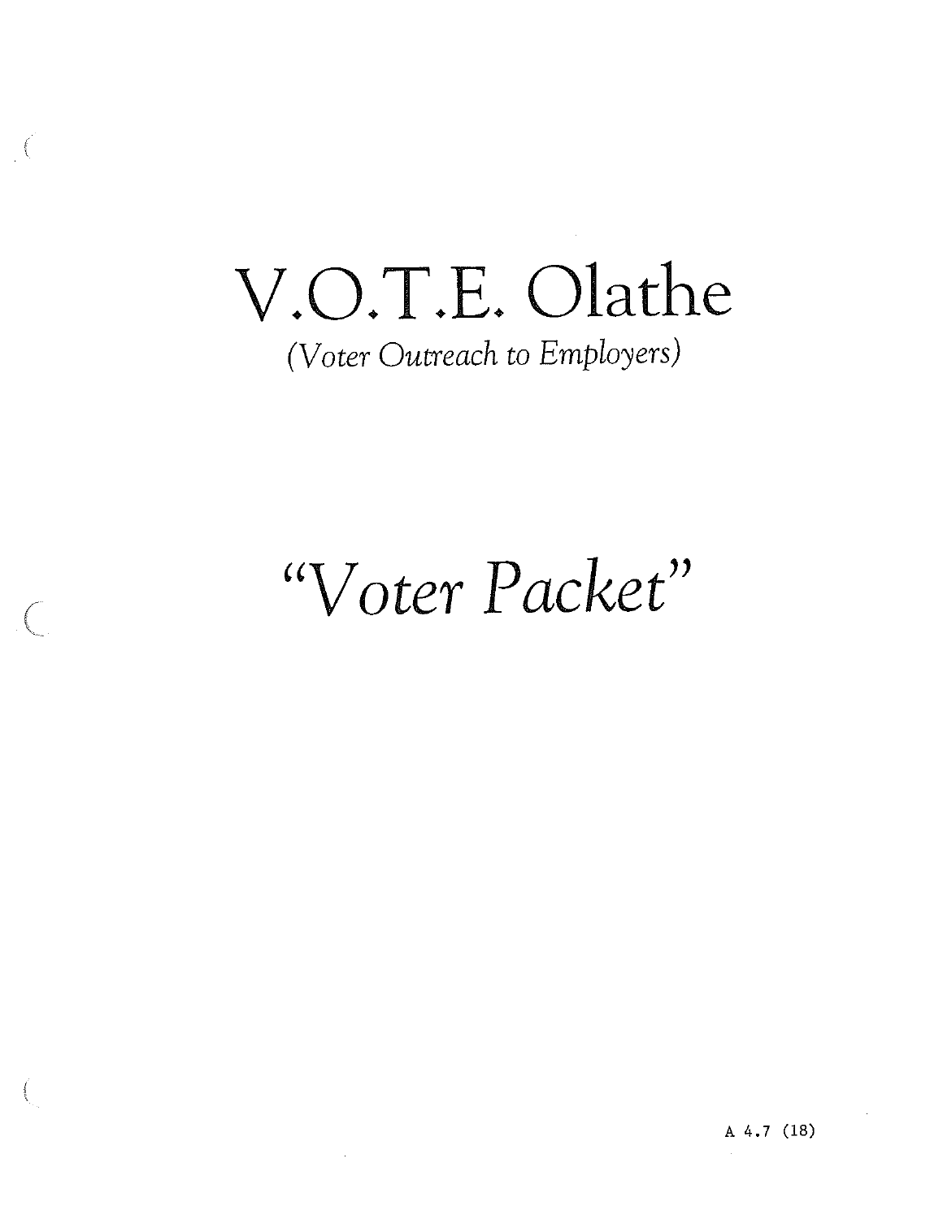# V.O.T.E. Olathe

*(Voter Outreach to Employers)*

# *"Voter Packet"*

A 4.7 (18)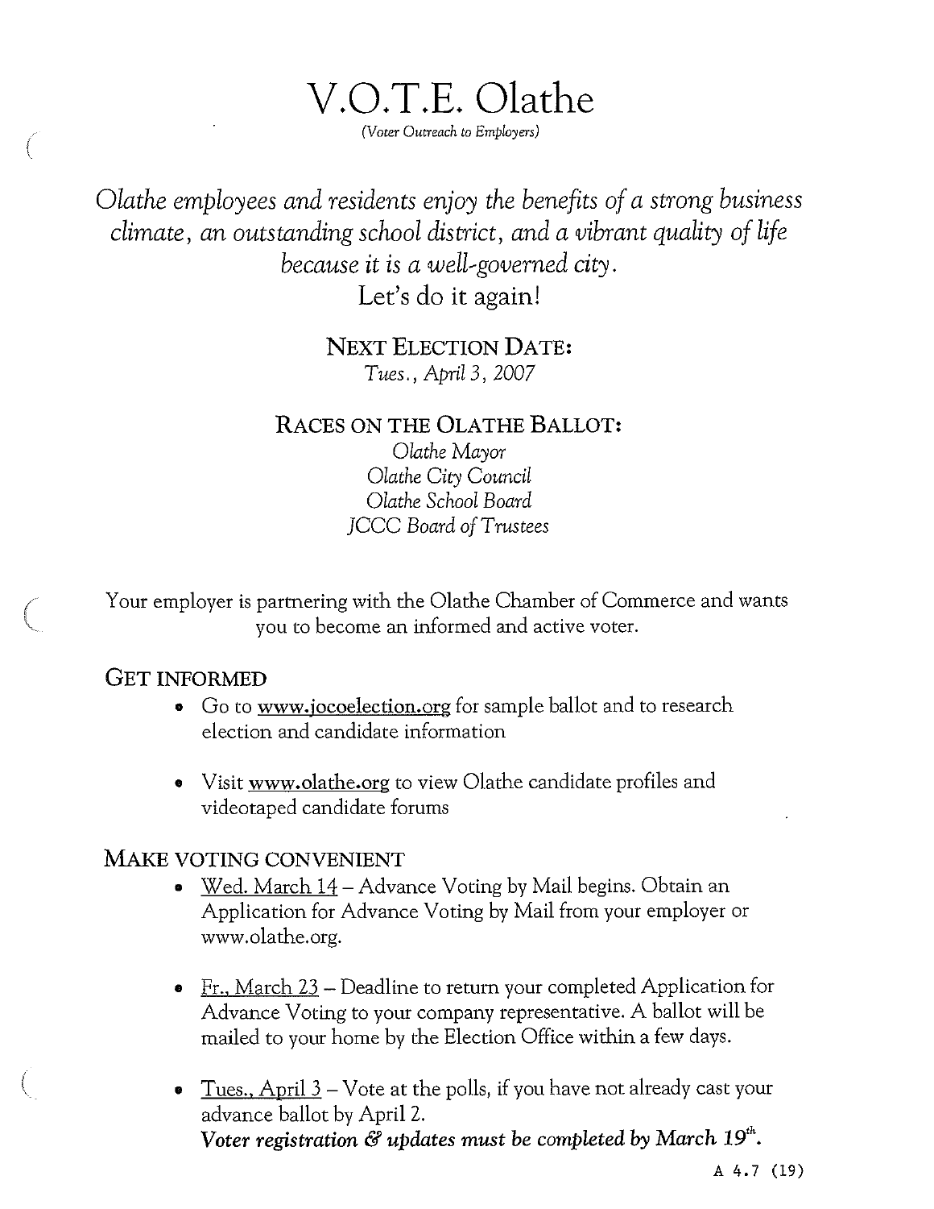# V.O.T.E. Olathe

*(Voter Outreach to Employers)*

*Olathe employees and residents enjoy the benefits of a strong business climate, an outstanding school district, and a vibrant quality of life because it is a well-governed city.*

Let's do it again!

## NEXT ELECTION DATE:

*Tues., April 3, 2007*

## RACES ON THE OLATHE BALLOT:

*Olathe Mayor*
*Olathe City Council*
*Olathe School Board*
*JCCC Board of Trustees*

Your employer is partnering with the Olathe Chamber of Commerce and wants you to become an informed and active voter.

### GET INFORMED

- Go to www.jocoelection.org for sample ballot and to research election and candidate information
- Visit www.olathe.org to view Olathe candidate profiles and videotaped candidate forums

### MAKE VOTING CONVENIENT

- Wed. March 14 – Advance Voting by Mail begins. Obtain an Application for Advance Voting by Mail from your employer or www.olathe.org.
- Fr., March 23 – Deadline to return your completed Application for Advance Voting to your company representative. A ballot will be mailed to your home by the Election Office within a few days.
- Tues., April 3 – Vote at the polls, if you have not already cast your advance ballot by April 2.
  ***Voter registration & updates must be completed by March 19th.***

A 4.7 (19)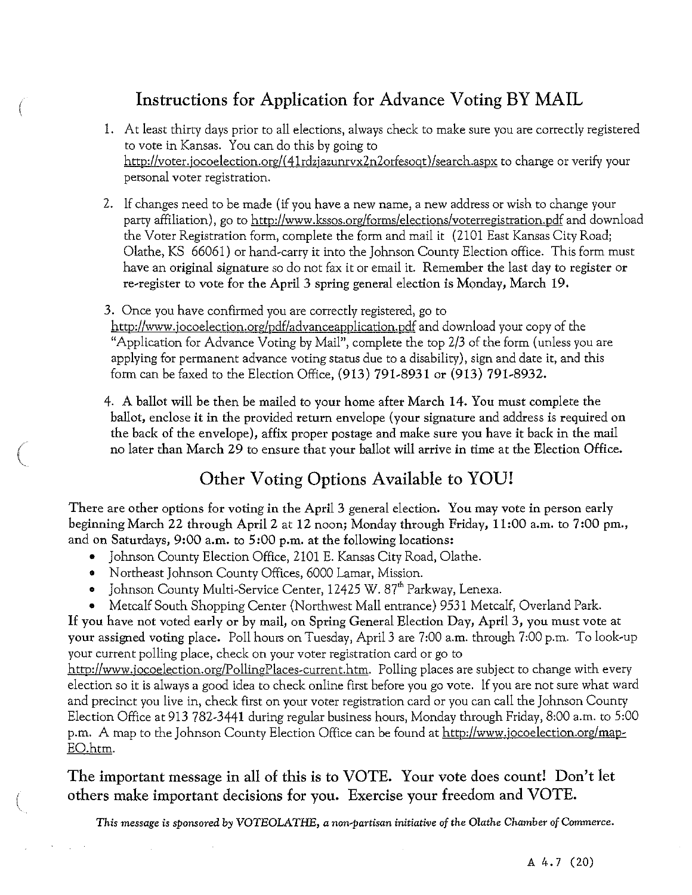# Instructions for Application for Advance Voting BY MAIL

1. At least thirty days prior to all elections, always check to make sure you are correctly registered to vote in Kansas. You can do this by going to http://voter.jocoelection.org/(41rdzjazunrvx2n2orfesoqt)/search.aspx to change or verify your personal voter registration.

2. If changes need to be made (if you have a new name, a new address or wish to change your party affiliation), go to http://www.kssos.org/forms/elections/voterregistration.pdf and download the Voter Registration form, complete the form and mail it (2101 East Kansas City Road; Olathe, KS 66061) or hand-carry it into the Johnson County Election office. This form must have an **original signature** so do not fax it or email it. **Remember the last day to register or re-register to vote for the April 3 spring general election is Monday, March 19.**

3. Once you have confirmed you are correctly registered, go to http://www.jocoelection.org/pdf/advanceapplication.pdf and download your copy of the "Application for Advance Voting by Mail", complete the top 2/3 of the form (unless you are applying for permanent advance voting status due to a disability), sign and date it, and this form can be faxed to the Election Office, **(913) 791-8931 or (913) 791-8932.**

4. **A ballot will be then be mailed to your home after March 14. You must complete the ballot, enclose it in the provided return envelope (your signature and address is required on the back of the envelope), affix proper postage and make sure you have it back in the mail no later than March 29 to ensure that your ballot will arrive in time at the Election Office.**

## Other Voting Options Available to YOU!

**There are other options for voting in the April 3 general election. You may vote in person early beginning March 22 through April 2 at 12 noon; Monday through Friday, 11:00 a.m. to 7:00 pm., and on Saturdays, 9:00 a.m. to 5:00 p.m. at the following locations:**

- Johnson County Election Office, 2101 E. Kansas City Road, Olathe.
- Northeast Johnson County Offices, 6000 Lamar, Mission.
- Johnson County Multi-Service Center, 12425 W. 87th Parkway, Lenexa.
- Metcalf South Shopping Center (Northwest Mall entrance) 9531 Metcalf, Overland Park.

**If you have not voted early or by mail, on Spring General Election Day, April 3, you must vote at your assigned voting place.** Poll hours on Tuesday, April 3 are 7:00 a.m. through 7:00 p.m. To look-up your current polling place, check on your voter registration card or go to http://www.jocoelection.org/PollingPlaces-current.htm. Polling places are subject to change with every election so it is always a good idea to check online first before you go vote. If you are not sure what ward and precinct you live in, check first on your voter registration card or you can call the Johnson County Election Office at 913 782-3441 during regular business hours, Monday through Friday, 8:00 a.m. to 5:00 p.m. A map to the Johnson County Election Office can be found at http://www.jocoelection.org/map-EO.htm.

**The important message in all of this is to VOTE. Your vote does count! Don't let others make important decisions for you. Exercise your freedom and VOTE.**

***This message is sponsored by VOTEOLATHE, a non-partisan initiative of the Olathe Chamber of Commerce.***

A 4.7 (20)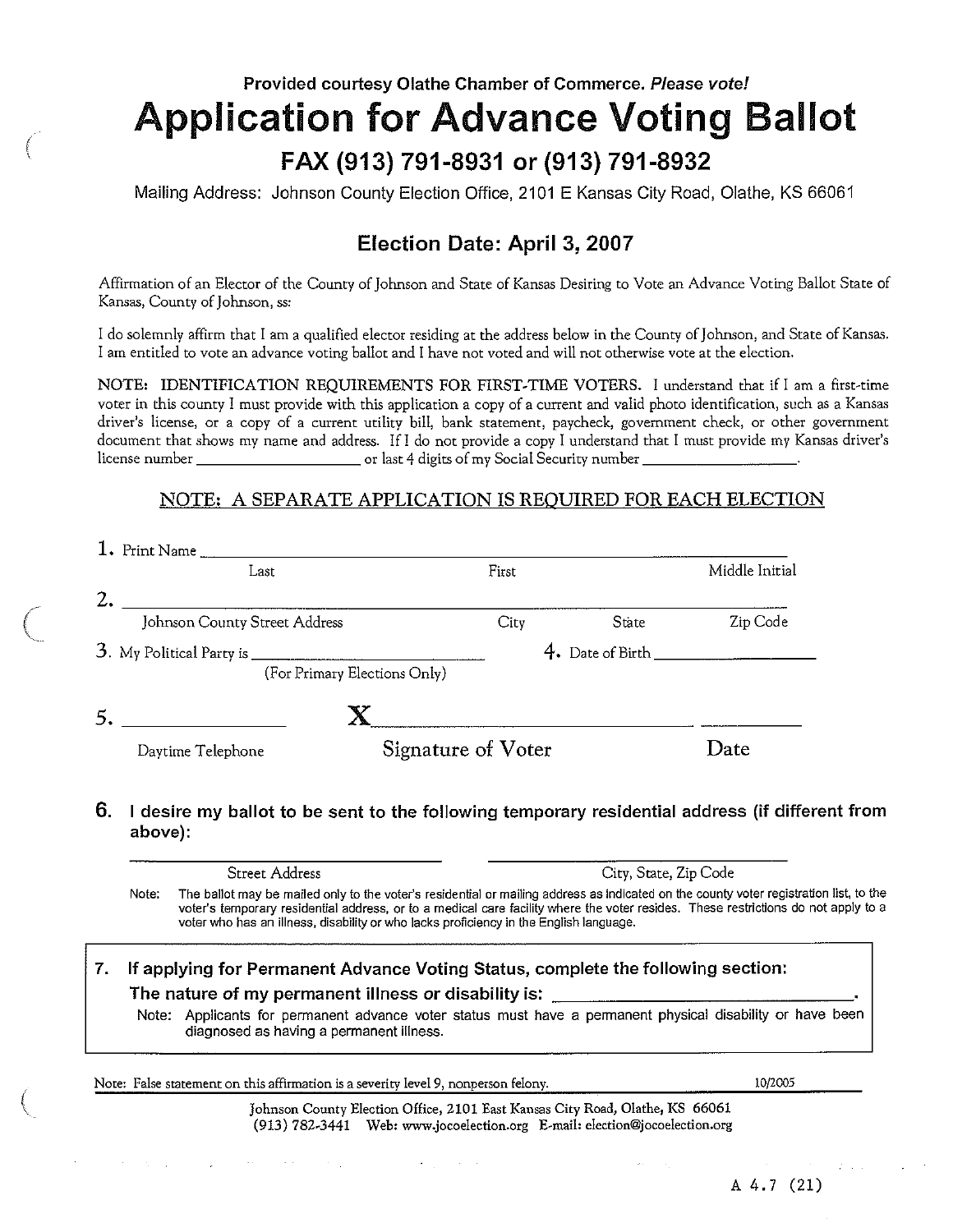Provided courtesy Olathe Chamber of Commerce. *Please vote!*

# Application for Advance Voting Ballot

## FAX (913) 791-8931 or (913) 791-8932

Mailing Address: Johnson County Election Office, 2101 E Kansas City Road, Olathe, KS 66061

## Election Date: April 3, 2007

Affirmation of an Elector of the County of Johnson and State of Kansas Desiring to Vote an Advance Voting Ballot State of Kansas, County of Johnson, ss:

I do solemnly affirm that I am a qualified elector residing at the address below in the County of Johnson, and State of Kansas. I am entitled to vote an advance voting ballot and I have not voted and will not otherwise vote at the election.

NOTE: IDENTIFICATION REQUIREMENTS FOR FIRST-TIME VOTERS. I understand that if I am a first-time voter in this county I must provide with this application a copy of a current and valid photo identification, such as a Kansas driver's license, or a copy of a current utility bill, bank statement, paycheck, government check, or other government document that shows my name and address. If I do not provide a copy I understand that I must provide my Kansas driver's license number ____________________ or last 4 digits of my Social Security number ____________________.

<u>NOTE: A SEPARATE APPLICATION IS REQUIRED FOR EACH ELECTION</u>

1. Print Name ______________________________________________
   Last — First — Middle Initial

2. ______________________________________________
   Johnson County Street Address — City — State — Zip Code

3. My Political Party is ____________________ (For Primary Elections Only)

4. Date of Birth ____________________

5. ____________________ **X**______________________________ __________
   Daytime Telephone — Signature of Voter — Date

**6. I desire my ballot to be sent to the following temporary residential address (if different from above):**

______________________________ ______________________________
Street Address — City, State, Zip Code

Note: The ballot may be mailed only to the voter's residential or mailing address as indicated on the county voter registration list, to the voter's temporary residential address, or to a medical care facility where the voter resides. These restrictions do not apply to a voter who has an illness, disability or who lacks proficiency in the English language.

**7. If applying for Permanent Advance Voting Status, complete the following section:**

**The nature of my permanent illness or disability is: ______________________________.**

Note: Applicants for permanent advance voter status must have a permanent physical disability or have been diagnosed as having a permanent illness.

Note: False statement on this affirmation is a severity level 9, nonperson felony. 10/2005

Johnson County Election Office, 2101 East Kansas City Road, Olathe, KS 66061
(913) 782-3441 Web: www.jocoelection.org E-mail: election@jocoelection.org

A 4.7 (21)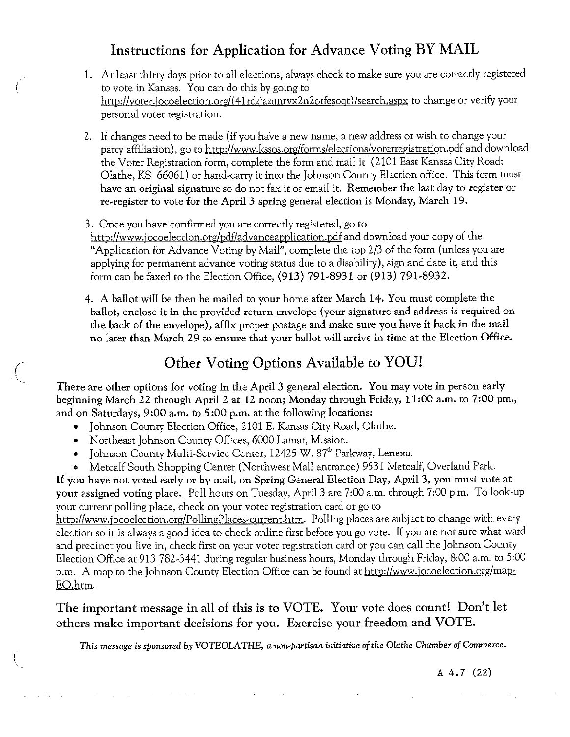## Instructions for Application for Advance Voting BY MAIL

1. At least thirty days prior to all elections, always check to make sure you are correctly registered to vote in Kansas. You can do this by going to http://voter.jocoelection.org/(41rdzjazunrvx2n2orfesoqt)/search.aspx to change or verify your personal voter registration.

2. If changes need to be made (if you have a new name, a new address or wish to change your party affiliation), go to http://www.kssos.org/forms/elections/voterregistration.pdf and download the Voter Registration form, complete the form and mail it (2101 East Kansas City Road; Olathe, KS 66061) or hand-carry it into the Johnson County Election office. This form must have an **original** signature so do not fax it or email it. **Remember the last day to register or re-register to vote for the April 3 spring general election is Monday, March 19.**

3. Once you have confirmed you are correctly registered, go to http://www.jocoelection.org/pdf/advanceapplication.pdf and download your copy of the "Application for Advance Voting by Mail", complete the top 2/3 of the form (unless you are applying for permanent advance voting status due to a disability), sign and date it, and this form can be faxed to the Election Office, **(913) 791-8931** or **(913) 791-8932.**

4. **A ballot will be then be mailed to your home after March 14. You must complete the ballot, enclose it in the provided return envelope (your signature and address is required on the back of the envelope), affix proper postage and make sure you have it back in the mail no later than March 29 to ensure that your ballot will arrive in time at the Election Office.**

## Other Voting Options Available to YOU!

**There are other options for voting in the April 3 general election. You may vote in person early beginning March 22 through April 2 at 12 noon; Monday through Friday, 11:00 a.m. to 7:00 pm., and on Saturdays, 9:00 a.m. to 5:00 p.m. at the following locations:**

- Johnson County Election Office, 2101 E. Kansas City Road, Olathe.
- Northeast Johnson County Offices, 6000 Lamar, Mission.
- Johnson County Multi-Service Center, 12425 W. 87th Parkway, Lenexa.
- Metcalf South Shopping Center (Northwest Mall entrance) 9531 Metcalf, Overland Park.

**If you have not voted early or by mail, on Spring General Election Day, April 3, you must vote at your assigned voting place.** Poll hours on Tuesday, April 3 are 7:00 a.m. through 7:00 p.m. To look-up your current polling place, check on your voter registration card or go to http://www.jocoelection.org/PollingPlaces-current.htm. Polling places are subject to change with every election so it is always a good idea to check online first before you go vote. If you are not sure what ward and precinct you live in, check first on your voter registration card or you can call the Johnson County Election Office at 913 782-3441 during regular business hours, Monday through Friday, 8:00 a.m. to 5:00 p.m. A map to the Johnson County Election Office can be found at http://www.jocoelection.org/map-EO.htm.

**The important message in all of this is to VOTE. Your vote does count! Don't let others make important decisions for you. Exercise your freedom and VOTE.**

*This message is sponsored by VOTEOLATHE, a non-partisan initiative of the Olathe Chamber of Commerce.*

A 4.7 (22)